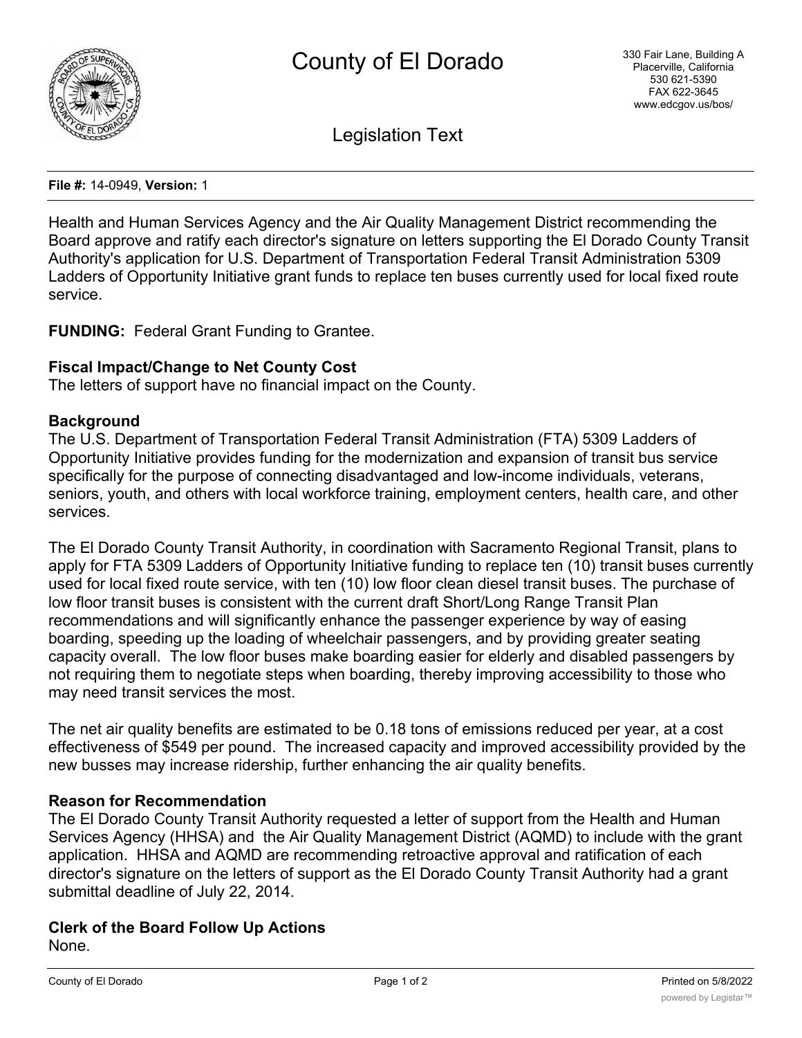# County of El Dorado

330 Fair Lane, Building A
Placerville, California
530 621-5390
FAX 622-3645
www.edcgov.us/bos/

## Legislation Text

**File #:** 14-0949, **Version:** 1

Health and Human Services Agency and the Air Quality Management District recommending the Board approve and ratify each director's signature on letters supporting the El Dorado County Transit Authority's application for U.S. Department of Transportation Federal Transit Administration 5309 Ladders of Opportunity Initiative grant funds to replace ten buses currently used for local fixed route service.

**FUNDING:** Federal Grant Funding to Grantee.

**Fiscal Impact/Change to Net County Cost**
The letters of support have no financial impact on the County.

**Background**
The U.S. Department of Transportation Federal Transit Administration (FTA) 5309 Ladders of Opportunity Initiative provides funding for the modernization and expansion of transit bus service specifically for the purpose of connecting disadvantaged and low-income individuals, veterans, seniors, youth, and others with local workforce training, employment centers, health care, and other services.

The El Dorado County Transit Authority, in coordination with Sacramento Regional Transit, plans to apply for FTA 5309 Ladders of Opportunity Initiative funding to replace ten (10) transit buses currently used for local fixed route service, with ten (10) low floor clean diesel transit buses. The purchase of low floor transit buses is consistent with the current draft Short/Long Range Transit Plan recommendations and will significantly enhance the passenger experience by way of easing boarding, speeding up the loading of wheelchair passengers, and by providing greater seating capacity overall. The low floor buses make boarding easier for elderly and disabled passengers by not requiring them to negotiate steps when boarding, thereby improving accessibility to those who may need transit services the most.

The net air quality benefits are estimated to be 0.18 tons of emissions reduced per year, at a cost effectiveness of $549 per pound. The increased capacity and improved accessibility provided by the new busses may increase ridership, further enhancing the air quality benefits.

**Reason for Recommendation**
The El Dorado County Transit Authority requested a letter of support from the Health and Human Services Agency (HHSA) and the Air Quality Management District (AQMD) to include with the grant application. HHSA and AQMD are recommending retroactive approval and ratification of each director's signature on the letters of support as the El Dorado County Transit Authority had a grant submittal deadline of July 22, 2014.

**Clerk of the Board Follow Up Actions**
None.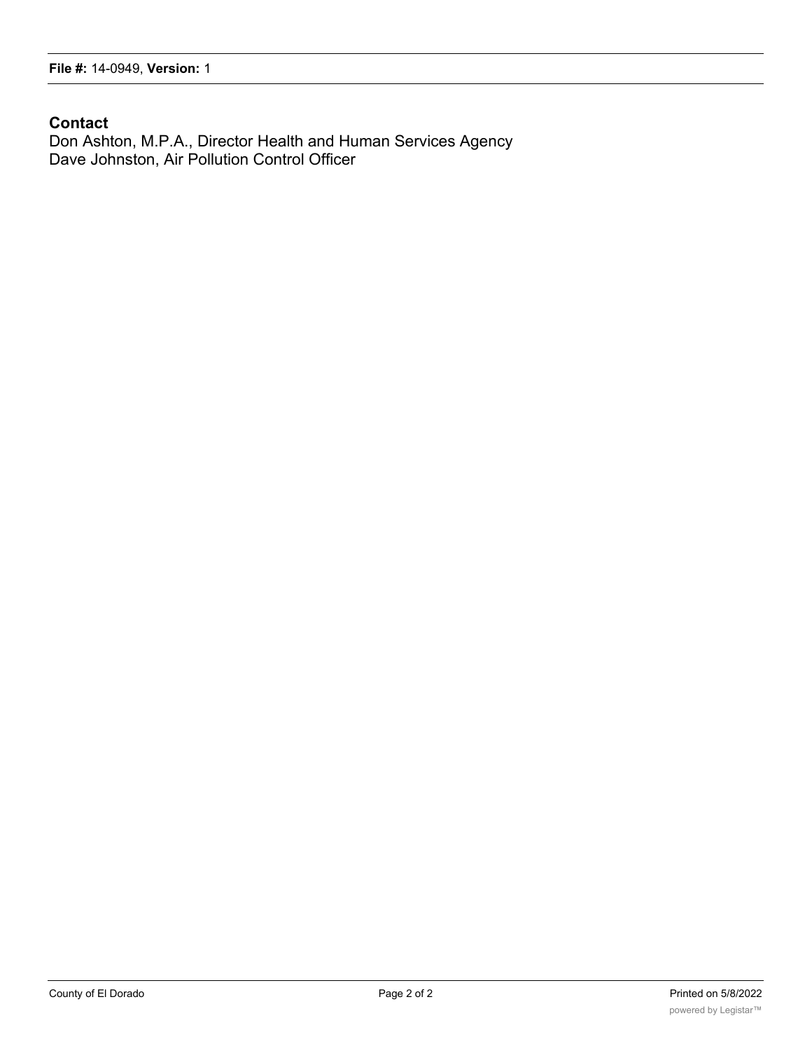## Contact

Don Ashton, M.P.A., Director Health and Human Services Agency
Dave Johnston, Air Pollution Control Officer